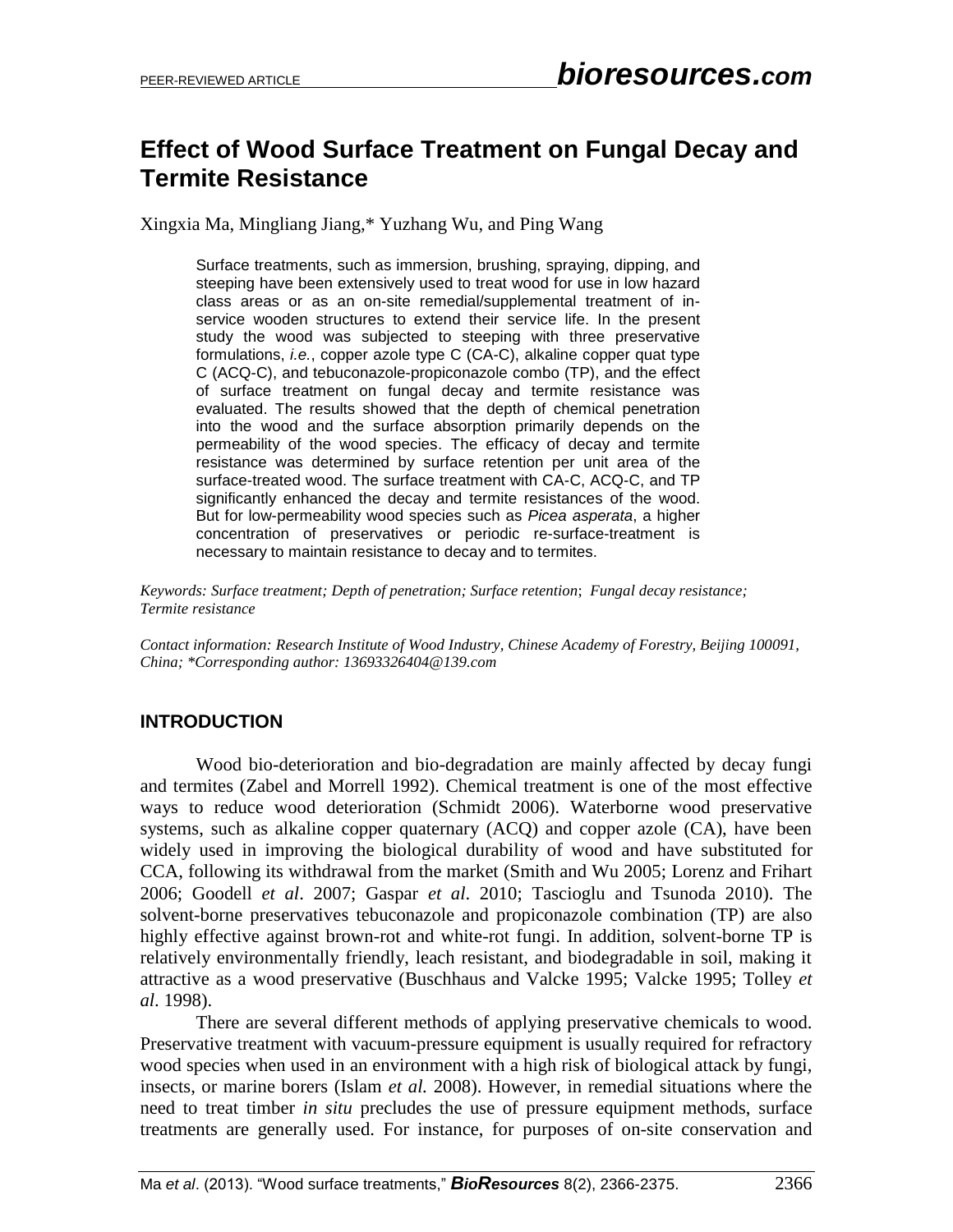# Effect of Wood Surface Treatment on Fungal Decay and Termite Resistance

Xingxia Ma, Mingliang Jiang,* Yuzhang Wu, and Ping Wang

> Surface treatments, such as immersion, brushing, spraying, dipping, and steeping have been extensively used to treat wood for use in low hazard class areas or as an on-site remedial/supplemental treatment of in-service wooden structures to extend their service life. In the present study the wood was subjected to steeping with three preservative formulations, *i.e.*, copper azole type C (CA-C), alkaline copper quat type C (ACQ-C), and tebuconazole-propiconazole combo (TP), and the effect of surface treatment on fungal decay and termite resistance was evaluated. The results showed that the depth of chemical penetration into the wood and the surface absorption primarily depends on the permeability of the wood species. The efficacy of decay and termite resistance was determined by surface retention per unit area of the surface-treated wood. The surface treatment with CA-C, ACQ-C, and TP significantly enhanced the decay and termite resistances of the wood. But for low-permeability wood species such as *Picea asperata*, a higher concentration of preservatives or periodic re-surface-treatment is necessary to maintain resistance to decay and to termites.

*Keywords: Surface treatment; Depth of penetration; Surface retention; Fungal decay resistance; Termite resistance*

*Contact information: Research Institute of Wood Industry, Chinese Academy of Forestry, Beijing 100091, China; *Corresponding author: 13693326404@139.com*

## INTRODUCTION

Wood bio-deterioration and bio-degradation are mainly affected by decay fungi and termites (Zabel and Morrell 1992). Chemical treatment is one of the most effective ways to reduce wood deterioration (Schmidt 2006). Waterborne wood preservative systems, such as alkaline copper quaternary (ACQ) and copper azole (CA), have been widely used in improving the biological durability of wood and have substituted for CCA, following its withdrawal from the market (Smith and Wu 2005; Lorenz and Frihart 2006; Goodell *et al*. 2007; Gaspar *et al*. 2010; Tascioglu and Tsunoda 2010). The solvent-borne preservatives tebuconazole and propiconazole combination (TP) are also highly effective against brown-rot and white-rot fungi. In addition, solvent-borne TP is relatively environmentally friendly, leach resistant, and biodegradable in soil, making it attractive as a wood preservative (Buschhaus and Valcke 1995; Valcke 1995; Tolley *et al*. 1998).

There are several different methods of applying preservative chemicals to wood. Preservative treatment with vacuum-pressure equipment is usually required for refractory wood species when used in an environment with a high risk of biological attack by fungi, insects, or marine borers (Islam *et al.* 2008). However, in remedial situations where the need to treat timber *in situ* precludes the use of pressure equipment methods, surface treatments are generally used. For instance, for purposes of on-site conservation and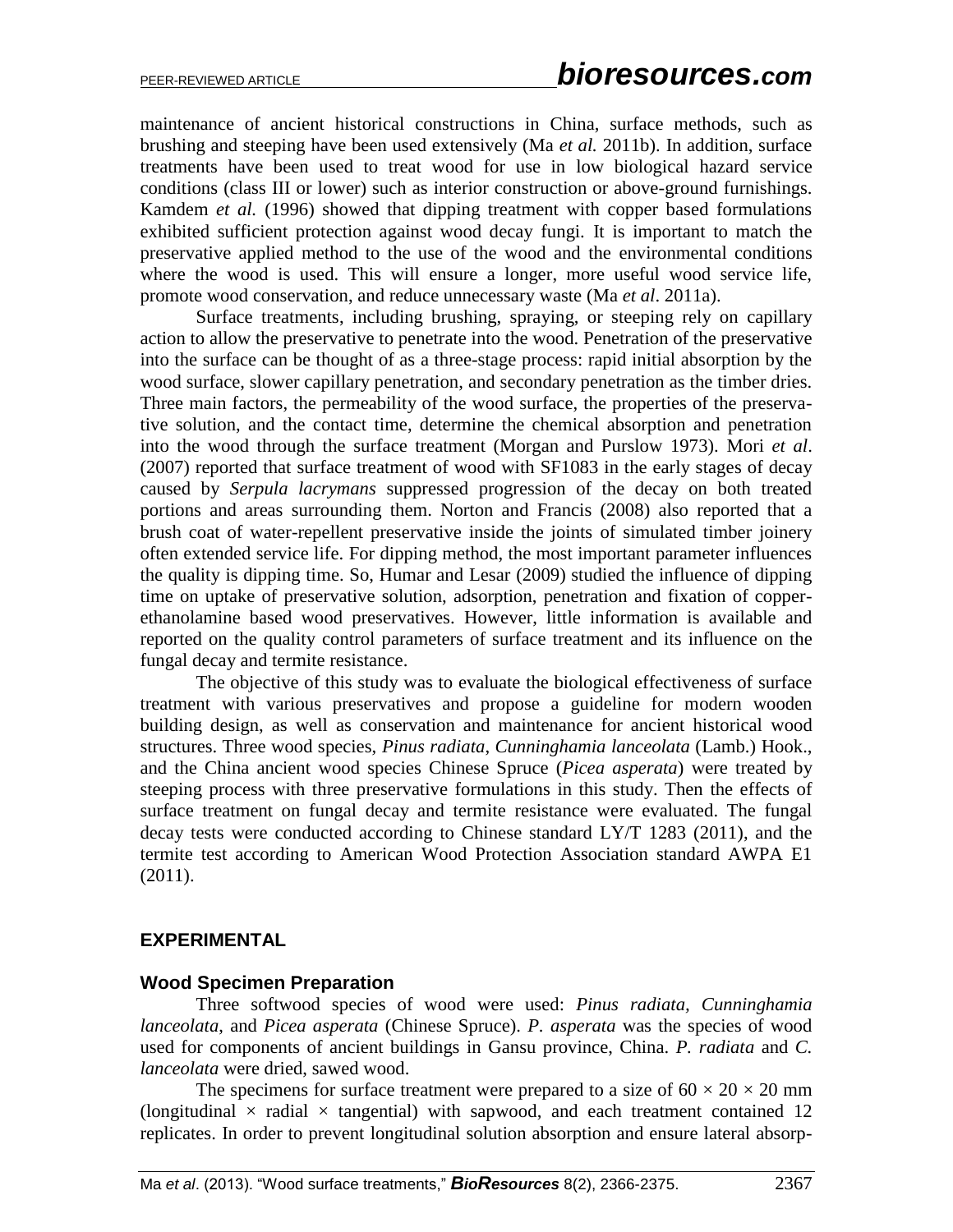maintenance of ancient historical constructions in China, surface methods, such as brushing and steeping have been used extensively (Ma *et al.* 2011b). In addition, surface treatments have been used to treat wood for use in low biological hazard service conditions (class III or lower) such as interior construction or above-ground furnishings. Kamdem *et al.* (1996) showed that dipping treatment with copper based formulations exhibited sufficient protection against wood decay fungi. It is important to match the preservative applied method to the use of the wood and the environmental conditions where the wood is used. This will ensure a longer, more useful wood service life, promote wood conservation, and reduce unnecessary waste (Ma *et al*. 2011a).

Surface treatments, including brushing, spraying, or steeping rely on capillary action to allow the preservative to penetrate into the wood. Penetration of the preservative into the surface can be thought of as a three-stage process: rapid initial absorption by the wood surface, slower capillary penetration, and secondary penetration as the timber dries. Three main factors, the permeability of the wood surface, the properties of the preservative solution, and the contact time, determine the chemical absorption and penetration into the wood through the surface treatment (Morgan and Purslow 1973). Mori *et al*. (2007) reported that surface treatment of wood with SF1083 in the early stages of decay caused by *Serpula lacrymans* suppressed progression of the decay on both treated portions and areas surrounding them. Norton and Francis (2008) also reported that a brush coat of water-repellent preservative inside the joints of simulated timber joinery often extended service life. For dipping method, the most important parameter influences the quality is dipping time. So, Humar and Lesar (2009) studied the influence of dipping time on uptake of preservative solution, adsorption, penetration and fixation of copper-ethanolamine based wood preservatives. However, little information is available and reported on the quality control parameters of surface treatment and its influence on the fungal decay and termite resistance.

The objective of this study was to evaluate the biological effectiveness of surface treatment with various preservatives and propose a guideline for modern wooden building design, as well as conservation and maintenance for ancient historical wood structures. Three wood species, *Pinus radiata*, *Cunninghamia lanceolata* (Lamb.) Hook., and the China ancient wood species Chinese Spruce (*Picea asperata*) were treated by steeping process with three preservative formulations in this study. Then the effects of surface treatment on fungal decay and termite resistance were evaluated. The fungal decay tests were conducted according to Chinese standard LY/T 1283 (2011), and the termite test according to American Wood Protection Association standard AWPA E1 (2011).

## EXPERIMENTAL

### Wood Specimen Preparation

Three softwood species of wood were used: *Pinus radiata*, *Cunninghamia lanceolata*, and *Picea asperata* (Chinese Spruce). *P. asperata* was the species of wood used for components of ancient buildings in Gansu province, China. *P. radiata* and *C. lanceolata* were dried, sawed wood.

The specimens for surface treatment were prepared to a size of $60 \times 20 \times 20$ mm (longitudinal $\times$ radial $\times$ tangential) with sapwood, and each treatment contained 12 replicates. In order to prevent longitudinal solution absorption and ensure lateral absorp-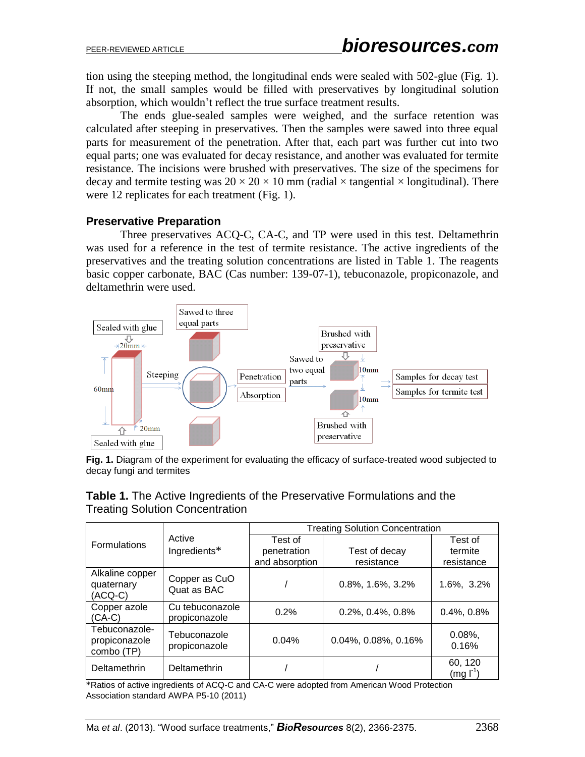tion using the steeping method, the longitudinal ends were sealed with 502-glue (Fig. 1). If not, the small samples would be filled with preservatives by longitudinal solution absorption, which wouldn't reflect the true surface treatment results.

The ends glue-sealed samples were weighed, and the surface retention was calculated after steeping in preservatives. Then the samples were sawed into three equal parts for measurement of the penetration. After that, each part was further cut into two equal parts; one was evaluated for decay resistance, and another was evaluated for termite resistance. The incisions were brushed with preservatives. The size of the specimens for decay and termite testing was 20 × 20 × 10 mm (radial × tangential × longitudinal). There were 12 replicates for each treatment (Fig. 1).

### Preservative Preparation

Three preservatives ACQ-C, CA-C, and TP were used in this test. Deltamethrin was used for a reference in the test of termite resistance. The active ingredients of the preservatives and the treating solution concentrations are listed in Table 1. The reagents basic copper carbonate, BAC (Cas number: 139-07-1), tebuconazole, propiconazole, and deltamethrin were used.

**Fig. 1.** Diagram of the experiment for evaluating the efficacy of surface-treated wood subjected to decay fungi and termites

**Table 1.** The Active Ingredients of the Preservative Formulations and the Treating Solution Concentration

| Formulations | Active Ingredients* | Treating Solution Concentration | | |
|---|---|---|---|---|
| | | Test of penetration and absorption | Test of decay resistance | Test of termite resistance |
| Alkaline copper quaternary (ACQ-C) | Copper as CuO Quat as BAC | / | 0.8%, 1.6%, 3.2% | 1.6%, 3.2% |
| Copper azole (CA-C) | Cu tebuconazole propiconazole | 0.2% | 0.2%, 0.4%, 0.8% | 0.4%, 0.8% |
| Tebuconazole-propiconazole combo (TP) | Tebuconazole propiconazole | 0.04% | 0.04%, 0.08%, 0.16% | 0.08%, 0.16% |
| Deltamethrin | Deltamethrin | / | / | 60, 120 (mg $l^{-1}$) |

*Ratios of active ingredients of ACQ-C and CA-C were adopted from American Wood Protection Association standard AWPA P5-10 (2011)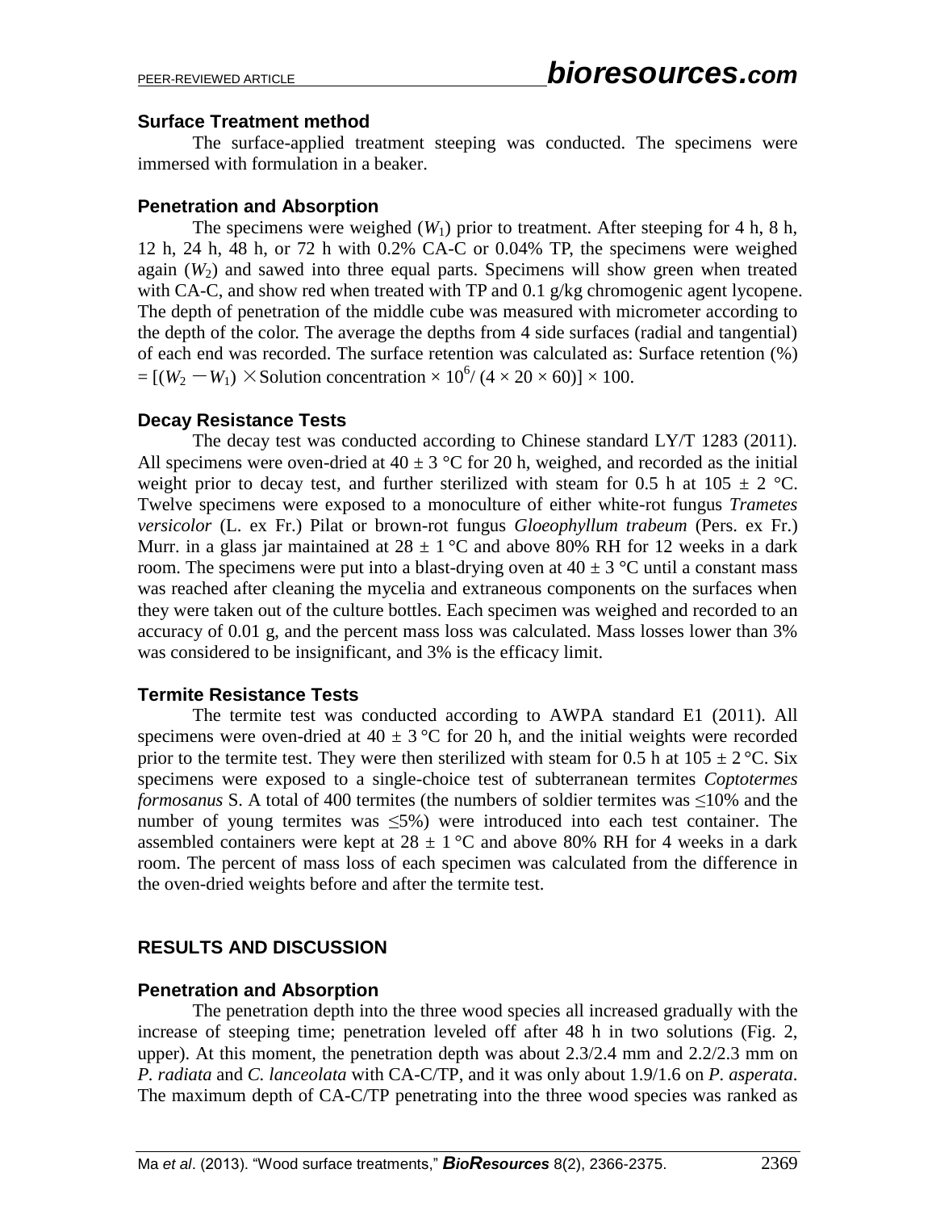### Surface Treatment method

The surface-applied treatment steeping was conducted. The specimens were immersed with formulation in a beaker.

### Penetration and Absorption

The specimens were weighed ($W_1$) prior to treatment. After steeping for 4 h, 8 h, 12 h, 24 h, 48 h, or 72 h with 0.2% CA-C or 0.04% TP, the specimens were weighed again ($W_2$) and sawed into three equal parts. Specimens will show green when treated with CA-C, and show red when treated with TP and 0.1 g/kg chromogenic agent lycopene. The depth of penetration of the middle cube was measured with micrometer according to the depth of the color. The average the depths from 4 side surfaces (radial and tangential) of each end was recorded. The surface retention was calculated as: Surface retention (%) $= [(W_2 - W_1) \times \text{Solution concentration} \times 10^6 / (4 \times 20 \times 60)] \times 100$.

### Decay Resistance Tests

The decay test was conducted according to Chinese standard LY/T 1283 (2011). All specimens were oven-dried at 40 ± 3 °C for 20 h, weighed, and recorded as the initial weight prior to decay test, and further sterilized with steam for 0.5 h at 105 ± 2 °C. Twelve specimens were exposed to a monoculture of either white-rot fungus *Trametes versicolor* (L. ex Fr.) Pilat or brown-rot fungus *Gloeophyllum trabeum* (Pers. ex Fr.) Murr. in a glass jar maintained at 28 ± 1 °C and above 80% RH for 12 weeks in a dark room. The specimens were put into a blast-drying oven at 40 ± 3 °C until a constant mass was reached after cleaning the mycelia and extraneous components on the surfaces when they were taken out of the culture bottles. Each specimen was weighed and recorded to an accuracy of 0.01 g, and the percent mass loss was calculated. Mass losses lower than 3% was considered to be insignificant, and 3% is the efficacy limit.

### Termite Resistance Tests

The termite test was conducted according to AWPA standard E1 (2011). All specimens were oven-dried at 40 ± 3 °C for 20 h, and the initial weights were recorded prior to the termite test. They were then sterilized with steam for 0.5 h at 105 ± 2 °C. Six specimens were exposed to a single-choice test of subterranean termites *Coptotermes formosanus* S. A total of 400 termites (the numbers of soldier termites was ≤10% and the number of young termites was ≤5%) were introduced into each test container. The assembled containers were kept at 28 ± 1 °C and above 80% RH for 4 weeks in a dark room. The percent of mass loss of each specimen was calculated from the difference in the oven-dried weights before and after the termite test.

## RESULTS AND DISCUSSION

### Penetration and Absorption

The penetration depth into the three wood species all increased gradually with the increase of steeping time; penetration leveled off after 48 h in two solutions (Fig. 2, upper). At this moment, the penetration depth was about 2.3/2.4 mm and 2.2/2.3 mm on *P. radiata* and *C. lanceolata* with CA-C/TP, and it was only about 1.9/1.6 on *P. asperata*. The maximum depth of CA-C/TP penetrating into the three wood species was ranked as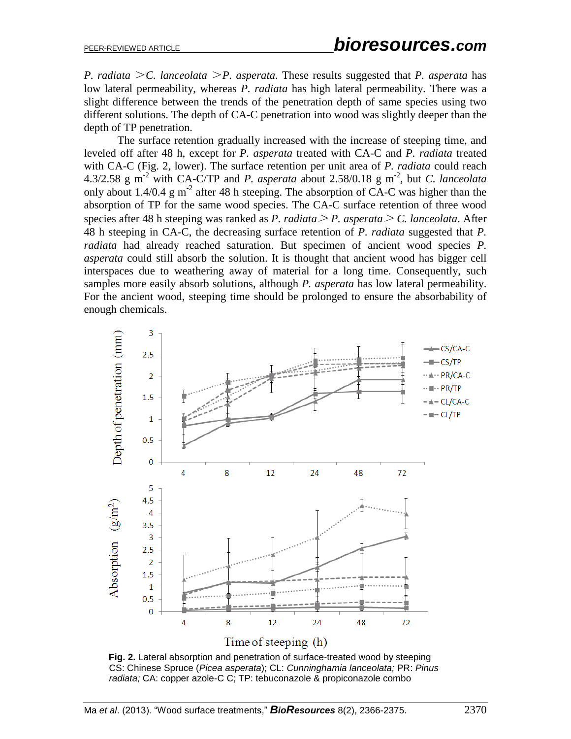*P. radiata* >*C. lanceolata* >*P. asperata*. These results suggested that *P. asperata* has low lateral permeability, whereas *P. radiata* has high lateral permeability. There was a slight difference between the trends of the penetration depth of same species using two different solutions. The depth of CA-C penetration into wood was slightly deeper than the depth of TP penetration.

The surface retention gradually increased with the increase of steeping time, and leveled off after 48 h, except for *P. asperata* treated with CA-C and *P. radiata* treated with CA-C (Fig. 2, lower). The surface retention per unit area of *P. radiata* could reach 4.3/2.58 g $m^{-2}$ with CA-C/TP and *P. asperata* about 2.58/0.18 g $m^{-2}$, but *C. lanceolata* only about 1.4/0.4 g $m^{-2}$ after 48 h steeping. The absorption of CA-C was higher than the absorption of TP for the same wood species. The CA-C surface retention of three wood species after 48 h steeping was ranked as *P. radiata* > *P. asperata* > *C. lanceolata*. After 48 h steeping in CA-C, the decreasing surface retention of *P. radiata* suggested that *P. radiata* had already reached saturation. But specimen of ancient wood species *P. asperata* could still absorb the solution. It is thought that ancient wood has bigger cell interspaces due to weathering away of material for a long time. Consequently, such samples more easily absorb solutions, although *P. asperata* has low lateral permeability. For the ancient wood, steeping time should be prolonged to ensure the absorbability of enough chemicals.

**Fig. 2.** Lateral absorption and penetration of surface-treated wood by steeping
CS: Chinese Spruce (*Picea asperata*); CL: *Cunninghamia lanceolata;* PR: *Pinus radiata;* CA: copper azole-C C; TP: tebuconazole & propiconazole combo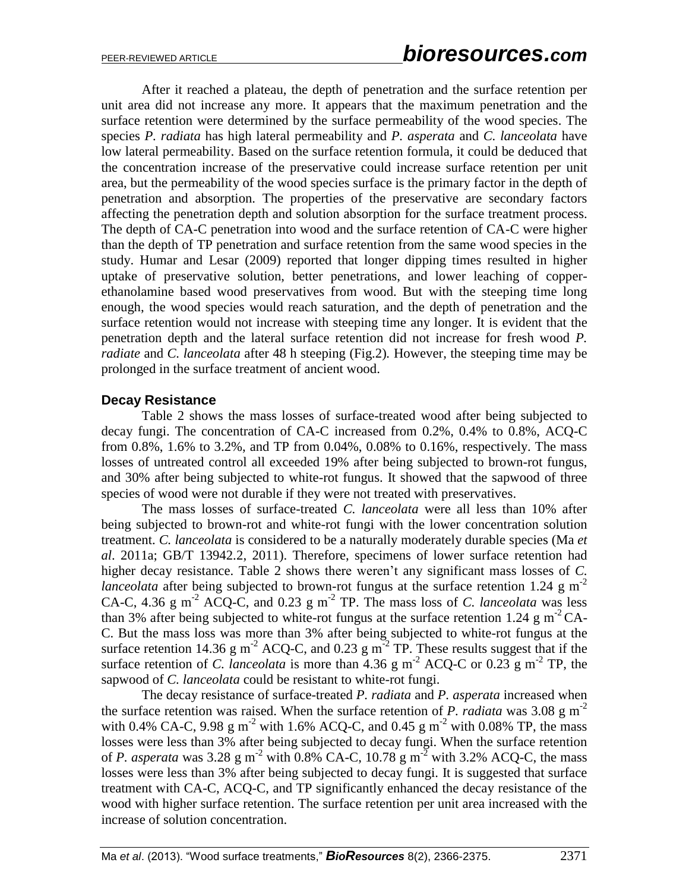After it reached a plateau, the depth of penetration and the surface retention per unit area did not increase any more. It appears that the maximum penetration and the surface retention were determined by the surface permeability of the wood species. The species *P. radiata* has high lateral permeability and *P. asperata* and *C. lanceolata* have low lateral permeability. Based on the surface retention formula, it could be deduced that the concentration increase of the preservative could increase surface retention per unit area, but the permeability of the wood species surface is the primary factor in the depth of penetration and absorption. The properties of the preservative are secondary factors affecting the penetration depth and solution absorption for the surface treatment process. The depth of CA-C penetration into wood and the surface retention of CA-C were higher than the depth of TP penetration and surface retention from the same wood species in the study. Humar and Lesar (2009) reported that longer dipping times resulted in higher uptake of preservative solution, better penetrations, and lower leaching of copper-ethanolamine based wood preservatives from wood. But with the steeping time long enough, the wood species would reach saturation, and the depth of penetration and the surface retention would not increase with steeping time any longer. It is evident that the penetration depth and the lateral surface retention did not increase for fresh wood *P. radiate* and *C. lanceolata* after 48 h steeping (Fig.2). However, the steeping time may be prolonged in the surface treatment of ancient wood.

### Decay Resistance

Table 2 shows the mass losses of surface-treated wood after being subjected to decay fungi. The concentration of CA-C increased from 0.2%, 0.4% to 0.8%, ACQ-C from 0.8%, 1.6% to 3.2%, and TP from 0.04%, 0.08% to 0.16%, respectively. The mass losses of untreated control all exceeded 19% after being subjected to brown-rot fungus, and 30% after being subjected to white-rot fungus. It showed that the sapwood of three species of wood were not durable if they were not treated with preservatives.

The mass losses of surface-treated *C. lanceolata* were all less than 10% after being subjected to brown-rot and white-rot fungi with the lower concentration solution treatment. *C. lanceolata* is considered to be a naturally moderately durable species (Ma *et al*. 2011a; GB/T 13942.2, 2011). Therefore, specimens of lower surface retention had higher decay resistance. Table 2 shows there weren't any significant mass losses of *C. lanceolata* after being subjected to brown-rot fungus at the surface retention 1.24 g $m^{-2}$ CA-C, 4.36 g $m^{-2}$ ACQ-C, and 0.23 g $m^{-2}$ TP. The mass loss of *C. lanceolata* was less than 3% after being subjected to white-rot fungus at the surface retention 1.24 g $m^{-2}$ CA-C. But the mass loss was more than 3% after being subjected to white-rot fungus at the surface retention 14.36 g $m^{-2}$ ACQ-C, and 0.23 g $m^{-2}$ TP. These results suggest that if the surface retention of *C. lanceolata* is more than 4.36 g $m^{-2}$ ACQ-C or 0.23 g $m^{-2}$ TP, the sapwood of *C. lanceolata* could be resistant to white-rot fungi.

The decay resistance of surface-treated *P. radiata* and *P. asperata* increased when the surface retention was raised. When the surface retention of *P. radiata* was 3.08 g $m^{-2}$ with 0.4% CA-C, 9.98 g $m^{-2}$ with 1.6% ACQ-C, and 0.45 g $m^{-2}$ with 0.08% TP, the mass losses were less than 3% after being subjected to decay fungi. When the surface retention of *P. asperata* was 3.28 g $m^{-2}$ with 0.8% CA-C, 10.78 g $m^{-2}$ with 3.2% ACQ-C, the mass losses were less than 3% after being subjected to decay fungi. It is suggested that surface treatment with CA-C, ACQ-C, and TP significantly enhanced the decay resistance of the wood with higher surface retention. The surface retention per unit area increased with the increase of solution concentration.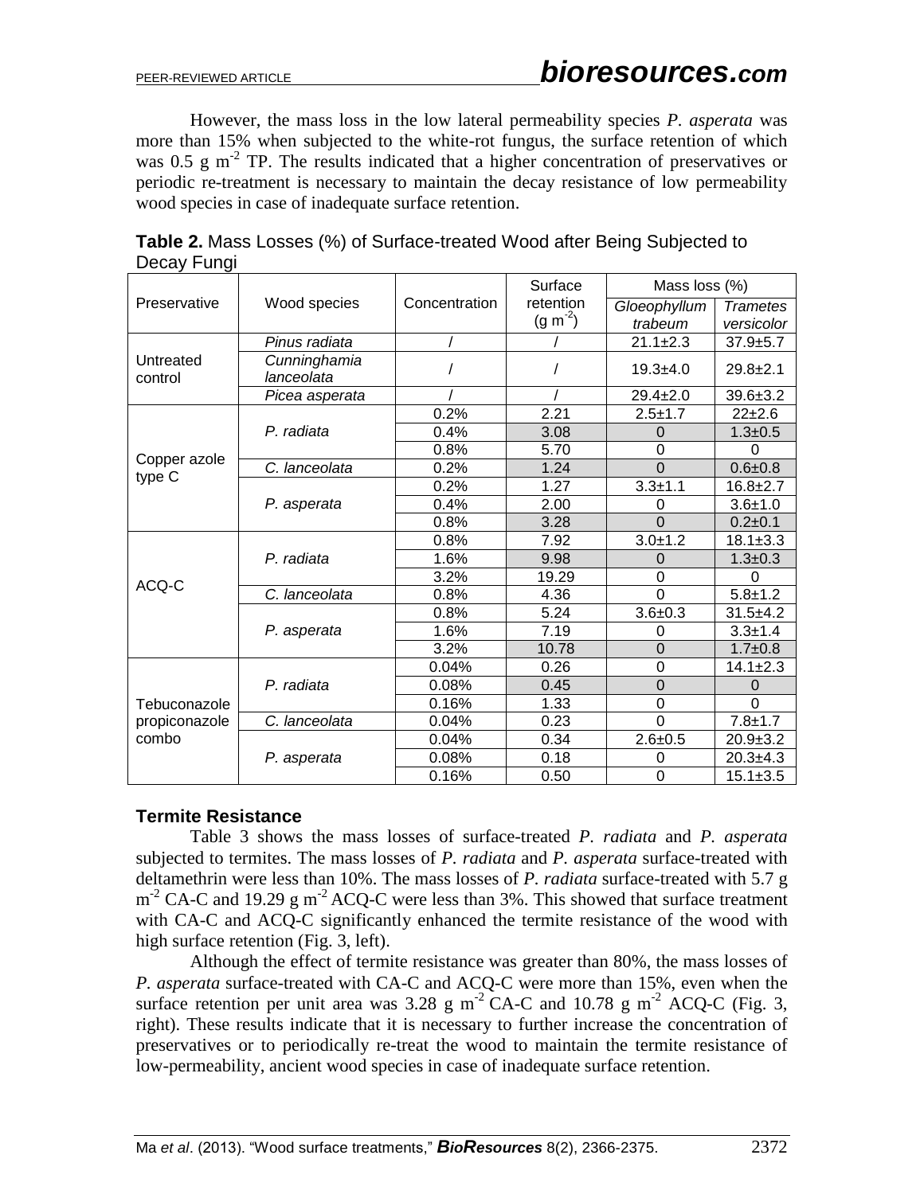However, the mass loss in the low lateral permeability species *P. asperata* was more than 15% when subjected to the white-rot fungus, the surface retention of which was 0.5 g m$^{-2}$ TP. The results indicated that a higher concentration of preservatives or periodic re-treatment is necessary to maintain the decay resistance of low permeability wood species in case of inadequate surface retention.

**Table 2.** Mass Losses (%) of Surface-treated Wood after Being Subjected to Decay Fungi

| Preservative | Wood species | Concentration | Surface retention (g m$^{-2}$) | Mass loss (%) | |
|---|---|---|---|---|---|
| | | | | *Gloeophyllum trabeum* | *Trametes versicolor* |
| Untreated control | *Pinus radiata* | / | / | 21.1±2.3 | 37.9±5.7 |
| | *Cunninghamia lanceolata* | / | / | 19.3±4.0 | 29.8±2.1 |
| | *Picea asperata* | / | / | 29.4±2.0 | 39.6±3.2 |
| Copper azole type C | *P. radiata* | 0.2% | 2.21 | 2.5±1.7 | 22±2.6 |
| | | 0.4% | 3.08 | 0 | 1.3±0.5 |
| | | 0.8% | 5.70 | 0 | 0 |
| | *C. lanceolata* | 0.2% | 1.24 | 0 | 0.6±0.8 |
| | *P. asperata* | 0.2% | 1.27 | 3.3±1.1 | 16.8±2.7 |
| | | 0.4% | 2.00 | 0 | 3.6±1.0 |
| | | 0.8% | 3.28 | 0 | 0.2±0.1 |
| ACQ-C | *P. radiata* | 0.8% | 7.92 | 3.0±1.2 | 18.1±3.3 |
| | | 1.6% | 9.98 | 0 | 1.3±0.3 |
| | | 3.2% | 19.29 | 0 | 0 |
| | *C. lanceolata* | 0.8% | 4.36 | 0 | 5.8±1.2 |
| | *P. asperata* | 0.8% | 5.24 | 3.6±0.3 | 31.5±4.2 |
| | | 1.6% | 7.19 | 0 | 3.3±1.4 |
| | | 3.2% | 10.78 | 0 | 1.7±0.8 |
| Tebuconazole propiconazole combo | *P. radiata* | 0.04% | 0.26 | 0 | 14.1±2.3 |
| | | 0.08% | 0.45 | 0 | 0 |
| | | 0.16% | 1.33 | 0 | 0 |
| | *C. lanceolata* | 0.04% | 0.23 | 0 | 7.8±1.7 |
| | *P. asperata* | 0.04% | 0.34 | 2.6±0.5 | 20.9±3.2 |
| | | 0.08% | 0.18 | 0 | 20.3±4.3 |
| | | 0.16% | 0.50 | 0 | 15.1±3.5 |

### Termite Resistance

Table 3 shows the mass losses of surface-treated *P. radiata* and *P. asperata* subjected to termites. The mass losses of *P. radiata* and *P. asperata* surface-treated with deltamethrin were less than 10%. The mass losses of *P. radiata* surface-treated with 5.7 g m$^{-2}$ CA-C and 19.29 g m$^{-2}$ ACQ-C were less than 3%. This showed that surface treatment with CA-C and ACQ-C significantly enhanced the termite resistance of the wood with high surface retention (Fig. 3, left).

Although the effect of termite resistance was greater than 80%, the mass losses of *P. asperata* surface-treated with CA-C and ACQ-C were more than 15%, even when the surface retention per unit area was 3.28 g m$^{-2}$ CA-C and 10.78 g m$^{-2}$ ACQ-C (Fig. 3, right). These results indicate that it is necessary to further increase the concentration of preservatives or to periodically re-treat the wood to maintain the termite resistance of low-permeability, ancient wood species in case of inadequate surface retention.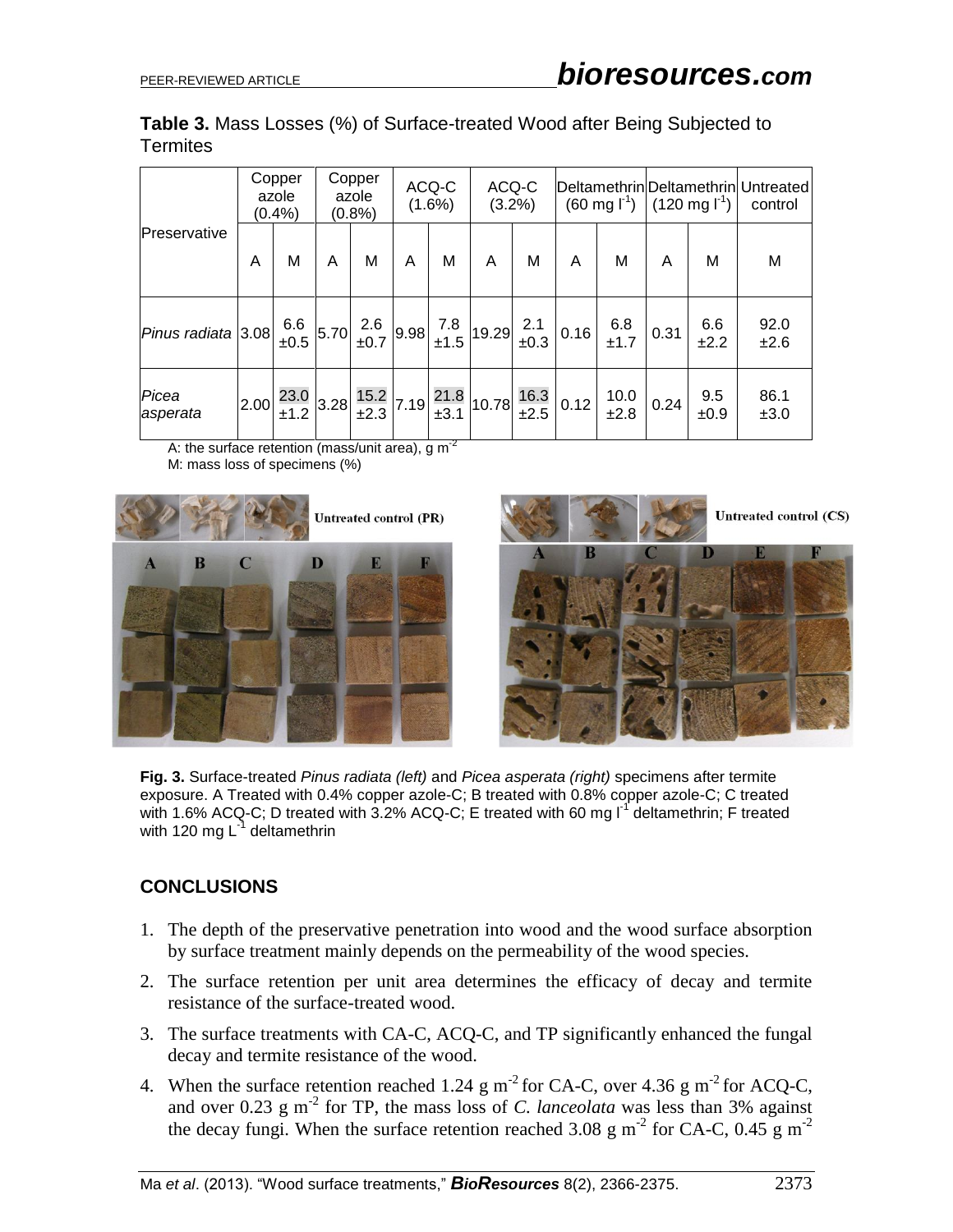**Table 3.** Mass Losses (%) of Surface-treated Wood after Being Subjected to Termites

| Preservative | Copper azole (0.4%) | | Copper azole (0.8%) | | ACQ-C (1.6%) | | ACQ-C (3.2%) | | Deltamethrin (60 mg $l^{-1}$) | | Deltamethrin (120 mg $l^{-1}$) | | Untreated control |
|---|---|---|---|---|---|---|---|---|---|---|---|---|---|
| | A | M | A | M | A | M | A | M | A | M | A | M | M |
| *Pinus radiata* | 3.08 | 6.6 ±0.5 | 5.70 | 2.6 ±0.7 | 9.98 | 7.8 ±1.5 | 19.29 | 2.1 ±0.3 | 0.16 | 6.8 ±1.7 | 0.31 | 6.6 ±2.2 | 92.0 ±2.6 |
| *Picea asperata* | 2.00 | 23.0 ±1.2 | 3.28 | 15.2 ±2.3 | 7.19 | 21.8 ±3.1 | 10.78 | 16.3 ±2.5 | 0.12 | 10.0 ±2.8 | 0.24 | 9.5 ±0.9 | 86.1 ±3.0 |

A: the surface retention (mass/unit area), g $m^{-2}$
M: mass loss of specimens (%)

**Fig. 3.** Surface-treated *Pinus radiata (left)* and *Picea asperata (right)* specimens after termite exposure. A Treated with 0.4% copper azole-C; B treated with 0.8% copper azole-C; C treated with 1.6% ACQ-C; D treated with 3.2% ACQ-C; E treated with 60 mg $l^{-1}$ deltamethrin; F treated with 120 mg $L^{-1}$ deltamethrin

## CONCLUSIONS

1. The depth of the preservative penetration into wood and the wood surface absorption by surface treatment mainly depends on the permeability of the wood species.
2. The surface retention per unit area determines the efficacy of decay and termite resistance of the surface-treated wood.
3. The surface treatments with CA-C, ACQ-C, and TP significantly enhanced the fungal decay and termite resistance of the wood.
4. When the surface retention reached 1.24 g $m^{-2}$ for CA-C, over 4.36 g $m^{-2}$ for ACQ-C, and over 0.23 g $m^{-2}$ for TP, the mass loss of *C. lanceolata* was less than 3% against the decay fungi. When the surface retention reached 3.08 g $m^{-2}$ for CA-C, 0.45 g $m^{-2}$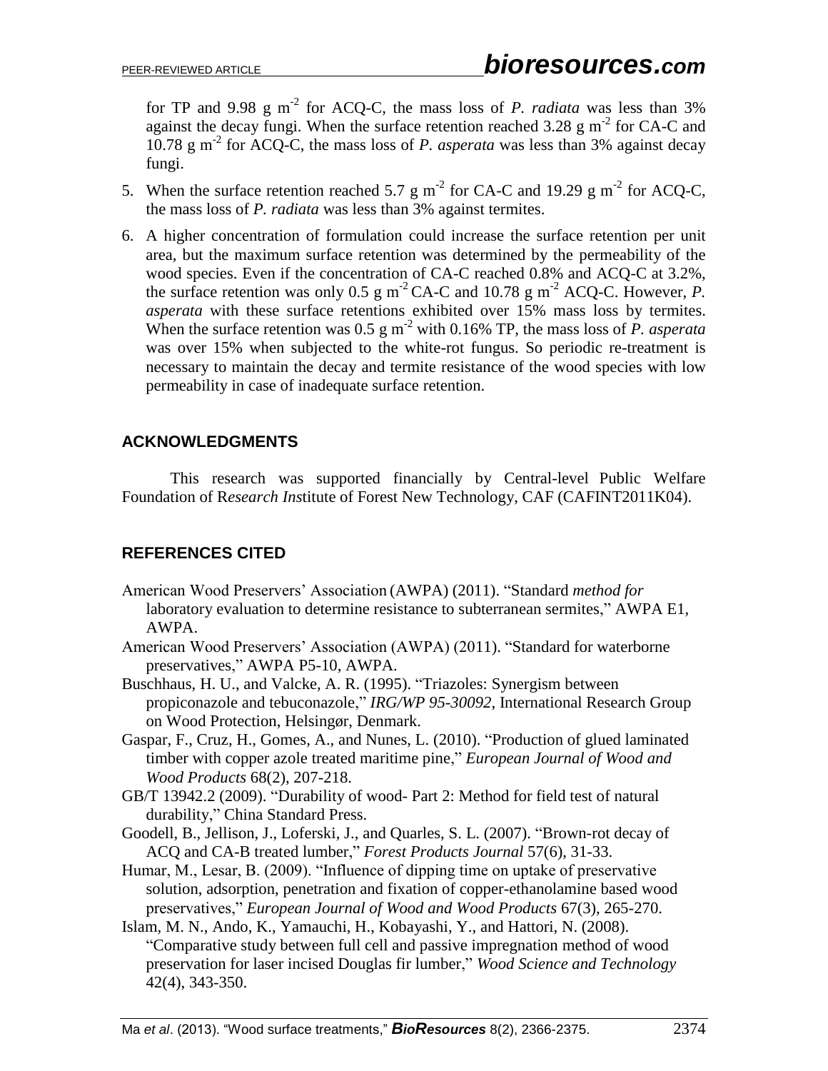for TP and 9.98 g m$^{-2}$ for ACQ-C, the mass loss of *P. radiata* was less than 3% against the decay fungi. When the surface retention reached 3.28 g m$^{-2}$ for CA-C and 10.78 g m$^{-2}$ for ACQ-C, the mass loss of *P. asperata* was less than 3% against decay fungi.

5. When the surface retention reached 5.7 g m$^{-2}$ for CA-C and 19.29 g m$^{-2}$ for ACQ-C, the mass loss of *P. radiata* was less than 3% against termites.
6. A higher concentration of formulation could increase the surface retention per unit area, but the maximum surface retention was determined by the permeability of the wood species. Even if the concentration of CA-C reached 0.8% and ACQ-C at 3.2%, the surface retention was only 0.5 g m$^{-2}$ CA-C and 10.78 g m$^{-2}$ ACQ-C. However, *P. asperata* with these surface retentions exhibited over 15% mass loss by termites. When the surface retention was 0.5 g m$^{-2}$ with 0.16% TP, the mass loss of *P. asperata* was over 15% when subjected to the white-rot fungus. So periodic re-treatment is necessary to maintain the decay and termite resistance of the wood species with low permeability in case of inadequate surface retention.

## ACKNOWLEDGMENTS

This research was supported financially by Central-level Public Welfare Foundation of R*esearch Ins*titute of Forest New Technology, CAF (CAFINT2011K04).

## REFERENCES CITED

American Wood Preservers' Association (AWPA) (2011). "Standard *method for* laboratory evaluation to determine resistance to subterranean sermites," AWPA E1, AWPA.

American Wood Preservers' Association (AWPA) (2011). "Standard for waterborne preservatives," AWPA P5-10, AWPA.

Buschhaus, H. U., and Valcke, A. R. (1995). "Triazoles: Synergism between propiconazole and tebuconazole," *IRG/WP 95-30092*, International Research Group on Wood Protection, Helsingør, Denmark.

Gaspar, F., Cruz, H., Gomes, A., and Nunes, L. (2010). "Production of glued laminated timber with copper azole treated maritime pine," *European Journal of Wood and Wood Products* 68(2), 207-218.

GB/T 13942.2 (2009). "Durability of wood- Part 2: Method for field test of natural durability," China Standard Press.

Goodell, B., Jellison, J., Loferski, J., and Quarles, S. L. (2007). "Brown-rot decay of ACQ and CA-B treated lumber," *Forest Products Journal* 57(6), 31-33.

Humar, M., Lesar, B. (2009). "Influence of dipping time on uptake of preservative solution, adsorption, penetration and fixation of copper-ethanolamine based wood preservatives," *European Journal of Wood and Wood Products* 67(3), 265-270.

Islam, M. N., Ando, K., Yamauchi, H., Kobayashi, Y., and Hattori, N. (2008). "Comparative study between full cell and passive impregnation method of wood preservation for laser incised Douglas fir lumber," *Wood Science and Technology* 42(4), 343-350.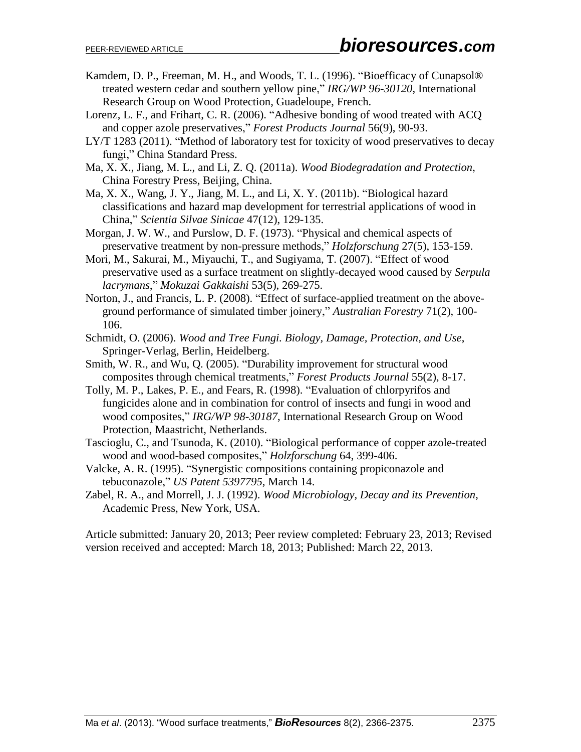Kamdem, D. P., Freeman, M. H., and Woods, T. L. (1996). "Bioefficacy of Cunapsol® treated western cedar and southern yellow pine," *IRG/WP 96-30120*, International Research Group on Wood Protection, Guadeloupe, French.

Lorenz, L. F., and Frihart, C. R. (2006). "Adhesive bonding of wood treated with ACQ and copper azole preservatives," *Forest Products Journal* 56(9), 90-93.

LY/T 1283 (2011). "Method of laboratory test for toxicity of wood preservatives to decay fungi," China Standard Press.

Ma, X. X., Jiang, M. L., and Li, Z. Q. (2011a). *Wood Biodegradation and Protection*, China Forestry Press, Beijing, China.

Ma, X. X., Wang, J. Y., Jiang, M. L., and Li, X. Y. (2011b). "Biological hazard classifications and hazard map development for terrestrial applications of wood in China," *Scientia Silvae Sinicae* 47(12), 129-135.

Morgan, J. W. W., and Purslow, D. F. (1973). "Physical and chemical aspects of preservative treatment by non-pressure methods," *Holzforschung* 27(5), 153-159.

Mori, M., Sakurai, M., Miyauchi, T., and Sugiyama, T. (2007). "Effect of wood preservative used as a surface treatment on slightly-decayed wood caused by *Serpula lacrymans*," *Mokuzai Gakkaishi* 53(5), 269-275.

Norton, J., and Francis, L. P. (2008). "Effect of surface-applied treatment on the above-ground performance of simulated timber joinery," *Australian Forestry* 71(2), 100-106.

Schmidt, O. (2006). *Wood and Tree Fungi. Biology, Damage, Protection, and Use*, Springer-Verlag, Berlin, Heidelberg.

Smith, W. R., and Wu, Q. (2005). "Durability improvement for structural wood composites through chemical treatments," *Forest Products Journal* 55(2), 8-17.

Tolly, M. P., Lakes, P. E., and Fears, R. (1998). "Evaluation of chlorpyrifos and fungicides alone and in combination for control of insects and fungi in wood and wood composites," *IRG/WP 98-30187*, International Research Group on Wood Protection, Maastricht, Netherlands.

Tascioglu, C., and Tsunoda, K. (2010). "Biological performance of copper azole-treated wood and wood-based composites," *Holzforschung* 64, 399-406.

Valcke, A. R. (1995). "Synergistic compositions containing propiconazole and tebuconazole," *US Patent 5397795*, March 14.

Zabel, R. A., and Morrell, J. J. (1992). *Wood Microbiology, Decay and its Prevention*, Academic Press, New York, USA.

Article submitted: January 20, 2013; Peer review completed: February 23, 2013; Revised version received and accepted: March 18, 2013; Published: March 22, 2013.